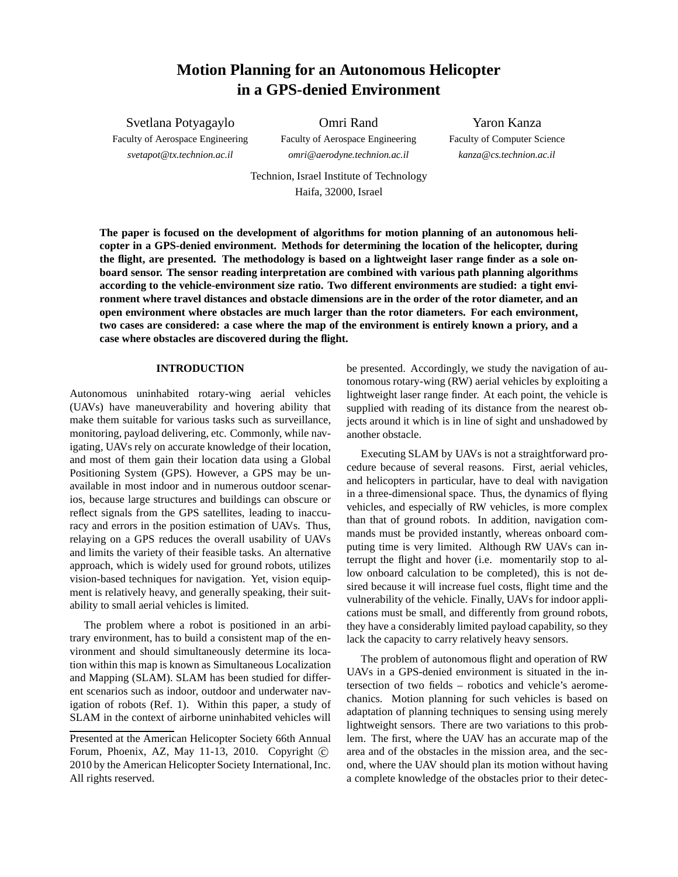# Motion Planning for an Autonomous Helicopter in a GPS-denied Environment

Svetlana Potyagaylo
Faculty of Aerospace Engineering
*svetapot@tx.technion.ac.il*

Omri Rand
Faculty of Aerospace Engineering
*omri@aerodyne.technion.ac.il*

Yaron Kanza
Faculty of Computer Science
*kanza@cs.technion.ac.il*

Technion, Israel Institute of Technology
Haifa, 32000, Israel

**The paper is focused on the development of algorithms for motion planning of an autonomous helicopter in a GPS-denied environment. Methods for determining the location of the helicopter, during the flight, are presented. The methodology is based on a lightweight laser range finder as a sole onboard sensor. The sensor reading interpretation are combined with various path planning algorithms according to the vehicle-environment size ratio. Two different environments are studied: a tight environment where travel distances and obstacle dimensions are in the order of the rotor diameter, and an open environment where obstacles are much larger than the rotor diameters. For each environment, two cases are considered: a case where the map of the environment is entirely known a priory, and a case where obstacles are discovered during the flight.**

## INTRODUCTION

Autonomous uninhabited rotary-wing aerial vehicles (UAVs) have maneuverability and hovering ability that make them suitable for various tasks such as surveillance, monitoring, payload delivering, etc. Commonly, while navigating, UAVs rely on accurate knowledge of their location, and most of them gain their location data using a Global Positioning System (GPS). However, a GPS may be unavailable in most indoor and in numerous outdoor scenarios, because large structures and buildings can obscure or reflect signals from the GPS satellites, leading to inaccuracy and errors in the position estimation of UAVs. Thus, relaying on a GPS reduces the overall usability of UAVs and limits the variety of their feasible tasks. An alternative approach, which is widely used for ground robots, utilizes vision-based techniques for navigation. Yet, vision equipment is relatively heavy, and generally speaking, their suitability to small aerial vehicles is limited.

The problem where a robot is positioned in an arbitrary environment, has to build a consistent map of the environment and should simultaneously determine its location within this map is known as Simultaneous Localization and Mapping (SLAM). SLAM has been studied for different scenarios such as indoor, outdoor and underwater navigation of robots (Ref. 1). Within this paper, a study of SLAM in the context of airborne uninhabited vehicles will be presented. Accordingly, we study the navigation of autonomous rotary-wing (RW) aerial vehicles by exploiting a lightweight laser range finder. At each point, the vehicle is supplied with reading of its distance from the nearest objects around it which is in line of sight and unshadowed by another obstacle.

Executing SLAM by UAVs is not a straightforward procedure because of several reasons. First, aerial vehicles, and helicopters in particular, have to deal with navigation in a three-dimensional space. Thus, the dynamics of flying vehicles, and especially of RW vehicles, is more complex than that of ground robots. In addition, navigation commands must be provided instantly, whereas onboard computing time is very limited. Although RW UAVs can interrupt the flight and hover (i.e. momentarily stop to allow onboard calculation to be completed), this is not desired because it will increase fuel costs, flight time and the vulnerability of the vehicle. Finally, UAVs for indoor applications must be small, and differently from ground robots, they have a considerably limited payload capability, so they lack the capacity to carry relatively heavy sensors.

The problem of autonomous flight and operation of RW UAVs in a GPS-denied environment is situated in the intersection of two fields – robotics and vehicle's aeromechanics. Motion planning for such vehicles is based on adaptation of planning techniques to sensing using merely lightweight sensors. There are two variations to this problem. The first, where the UAV has an accurate map of the area and of the obstacles in the mission area, and the second, where the UAV should plan its motion without having a complete knowledge of the obstacles prior to their detec-

Presented at the American Helicopter Society 66th Annual Forum, Phoenix, AZ, May 11-13, 2010. Copyright © 2010 by the American Helicopter Society International, Inc. All rights reserved.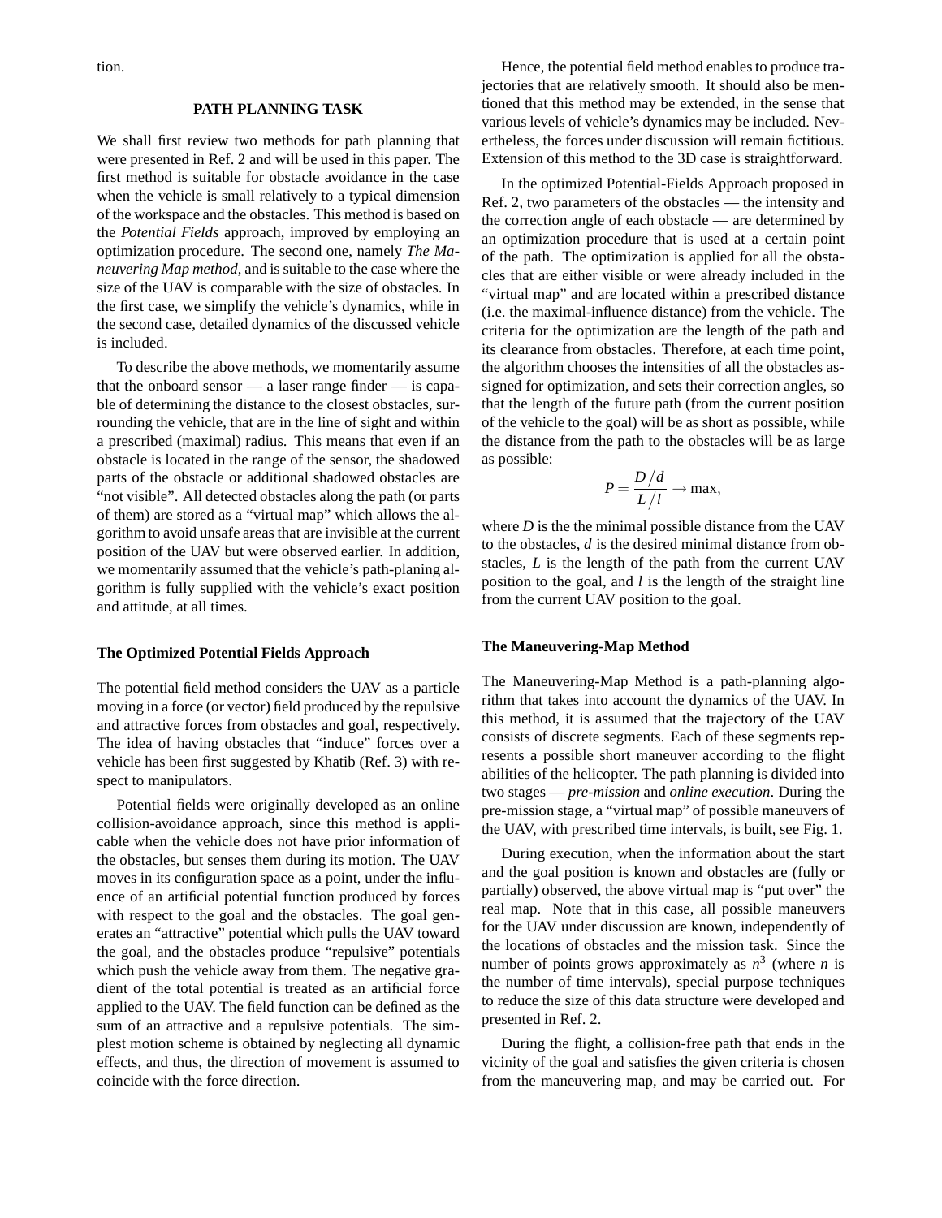tion.

## PATH PLANNING TASK

We shall first review two methods for path planning that were presented in Ref. 2 and will be used in this paper. The first method is suitable for obstacle avoidance in the case when the vehicle is small relatively to a typical dimension of the workspace and the obstacles. This method is based on the *Potential Fields* approach, improved by employing an optimization procedure. The second one, namely *The Maneuvering Map method*, and is suitable to the case where the size of the UAV is comparable with the size of obstacles. In the first case, we simplify the vehicle's dynamics, while in the second case, detailed dynamics of the discussed vehicle is included.

To describe the above methods, we momentarily assume that the onboard sensor — a laser range finder — is capable of determining the distance to the closest obstacles, surrounding the vehicle, that are in the line of sight and within a prescribed (maximal) radius. This means that even if an obstacle is located in the range of the sensor, the shadowed parts of the obstacle or additional shadowed obstacles are "not visible". All detected obstacles along the path (or parts of them) are stored as a "virtual map" which allows the algorithm to avoid unsafe areas that are invisible at the current position of the UAV but were observed earlier. In addition, we momentarily assumed that the vehicle's path-planing algorithm is fully supplied with the vehicle's exact position and attitude, at all times.

### The Optimized Potential Fields Approach

The potential field method considers the UAV as a particle moving in a force (or vector) field produced by the repulsive and attractive forces from obstacles and goal, respectively. The idea of having obstacles that "induce" forces over a vehicle has been first suggested by Khatib (Ref. 3) with respect to manipulators.

Potential fields were originally developed as an online collision-avoidance approach, since this method is applicable when the vehicle does not have prior information of the obstacles, but senses them during its motion. The UAV moves in its configuration space as a point, under the influence of an artificial potential function produced by forces with respect to the goal and the obstacles. The goal generates an "attractive" potential which pulls the UAV toward the goal, and the obstacles produce "repulsive" potentials which push the vehicle away from them. The negative gradient of the total potential is treated as an artificial force applied to the UAV. The field function can be defined as the sum of an attractive and a repulsive potentials. The simplest motion scheme is obtained by neglecting all dynamic effects, and thus, the direction of movement is assumed to coincide with the force direction.

Hence, the potential field method enables to produce trajectories that are relatively smooth. It should also be mentioned that this method may be extended, in the sense that various levels of vehicle's dynamics may be included. Nevertheless, the forces under discussion will remain fictitious. Extension of this method to the 3D case is straightforward.

In the optimized Potential-Fields Approach proposed in Ref. 2, two parameters of the obstacles — the intensity and the correction angle of each obstacle — are determined by an optimization procedure that is used at a certain point of the path. The optimization is applied for all the obstacles that are either visible or were already included in the "virtual map" and are located within a prescribed distance (i.e. the maximal-influence distance) from the vehicle. The criteria for the optimization are the length of the path and its clearance from obstacles. Therefore, at each time point, the algorithm chooses the intensities of all the obstacles assigned for optimization, and sets their correction angles, so that the length of the future path (from the current position of the vehicle to the goal) will be as short as possible, while the distance from the path to the obstacles will be as large as possible:

$$P = \frac{D/d}{L/l} \rightarrow \max,$$

where $D$ is the the minimal possible distance from the UAV to the obstacles, $d$ is the desired minimal distance from obstacles, $L$ is the length of the path from the current UAV position to the goal, and $l$ is the length of the straight line from the current UAV position to the goal.

### The Maneuvering-Map Method

The Maneuvering-Map Method is a path-planning algorithm that takes into account the dynamics of the UAV. In this method, it is assumed that the trajectory of the UAV consists of discrete segments. Each of these segments represents a possible short maneuver according to the flight abilities of the helicopter. The path planning is divided into two stages — *pre-mission* and *online execution*. During the pre-mission stage, a "virtual map" of possible maneuvers of the UAV, with prescribed time intervals, is built, see Fig. 1.

During execution, when the information about the start and the goal position is known and obstacles are (fully or partially) observed, the above virtual map is "put over" the real map. Note that in this case, all possible maneuvers for the UAV under discussion are known, independently of the locations of obstacles and the mission task. Since the number of points grows approximately as $n^3$ (where $n$ is the number of time intervals), special purpose techniques to reduce the size of this data structure were developed and presented in Ref. 2.

During the flight, a collision-free path that ends in the vicinity of the goal and satisfies the given criteria is chosen from the maneuvering map, and may be carried out. For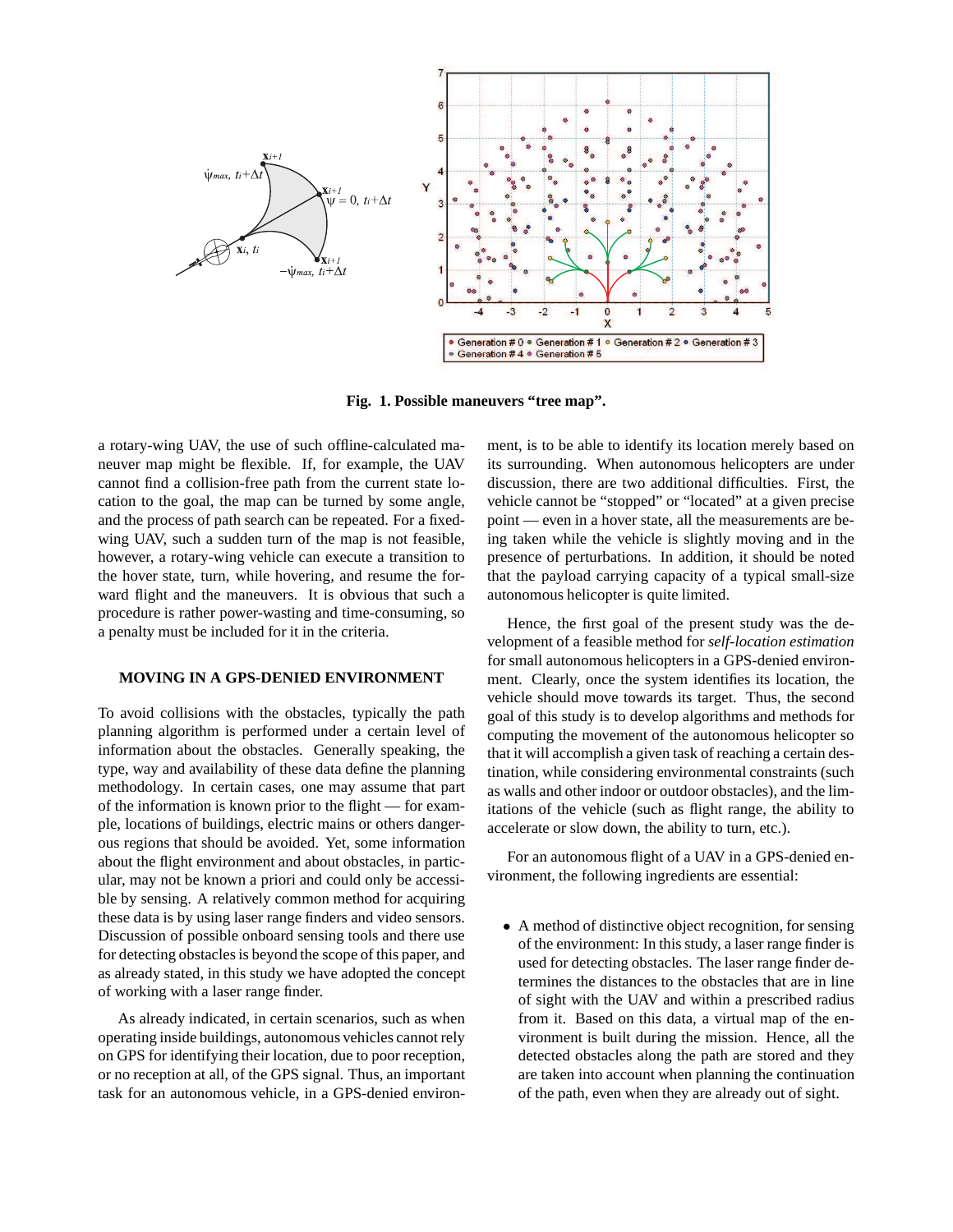**Fig. 1. Possible maneuvers “tree map”.**

a rotary-wing UAV, the use of such offline-calculated maneuver map might be flexible. If, for example, the UAV cannot find a collision-free path from the current state location to the goal, the map can be turned by some angle, and the process of path search can be repeated. For a fixed-wing UAV, such a sudden turn of the map is not feasible, however, a rotary-wing vehicle can execute a transition to the hover state, turn, while hovering, and resume the forward flight and the maneuvers. It is obvious that such a procedure is rather power-wasting and time-consuming, so a penalty must be included for it in the criteria.

## MOVING IN A GPS-DENIED ENVIRONMENT

To avoid collisions with the obstacles, typically the path planning algorithm is performed under a certain level of information about the obstacles. Generally speaking, the type, way and availability of these data define the planning methodology. In certain cases, one may assume that part of the information is known prior to the flight — for example, locations of buildings, electric mains or others dangerous regions that should be avoided. Yet, some information about the flight environment and about obstacles, in particular, may not be known a priori and could only be accessible by sensing. A relatively common method for acquiring these data is by using laser range finders and video sensors. Discussion of possible onboard sensing tools and there use for detecting obstacles is beyond the scope of this paper, and as already stated, in this study we have adopted the concept of working with a laser range finder.

As already indicated, in certain scenarios, such as when operating inside buildings, autonomous vehicles cannot rely on GPS for identifying their location, due to poor reception, or no reception at all, of the GPS signal. Thus, an important task for an autonomous vehicle, in a GPS-denied environment, is to be able to identify its location merely based on its surrounding. When autonomous helicopters are under discussion, there are two additional difficulties. First, the vehicle cannot be “stopped” or “located” at a given precise point — even in a hover state, all the measurements are being taken while the vehicle is slightly moving and in the presence of perturbations. In addition, it should be noted that the payload carrying capacity of a typical small-size autonomous helicopter is quite limited.

Hence, the first goal of the present study was the development of a feasible method for *self-location estimation* for small autonomous helicopters in a GPS-denied environment. Clearly, once the system identifies its location, the vehicle should move towards its target. Thus, the second goal of this study is to develop algorithms and methods for computing the movement of the autonomous helicopter so that it will accomplish a given task of reaching a certain destination, while considering environmental constraints (such as walls and other indoor or outdoor obstacles), and the limitations of the vehicle (such as flight range, the ability to accelerate or slow down, the ability to turn, etc.).

For an autonomous flight of a UAV in a GPS-denied environment, the following ingredients are essential:

- A method of distinctive object recognition, for sensing of the environment: In this study, a laser range finder is used for detecting obstacles. The laser range finder determines the distances to the obstacles that are in line of sight with the UAV and within a prescribed radius from it. Based on this data, a virtual map of the environment is built during the mission. Hence, all the detected obstacles along the path are stored and they are taken into account when planning the continuation of the path, even when they are already out of sight.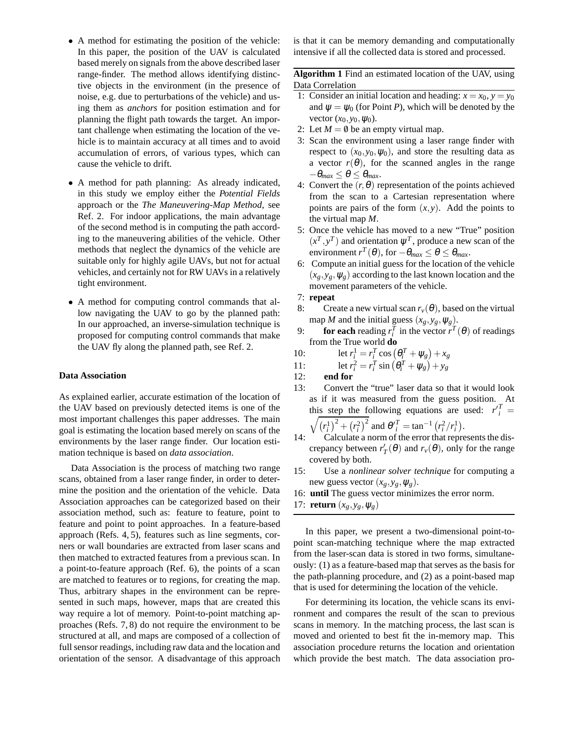- A method for estimating the position of the vehicle: In this paper, the position of the UAV is calculated based merely on signals from the above described laser range-finder. The method allows identifying distinctive objects in the environment (in the presence of noise, e.g. due to perturbations of the vehicle) and using them as *anchors* for position estimation and for planning the flight path towards the target. An important challenge when estimating the location of the vehicle is to maintain accuracy at all times and to avoid accumulation of errors, of various types, which can cause the vehicle to drift.

- A method for path planning: As already indicated, in this study we employ either the *Potential Fields* approach or the *The Maneuvering-Map Method*, see Ref. 2. For indoor applications, the main advantage of the second method is in computing the path according to the maneuvering abilities of the vehicle. Other methods that neglect the dynamics of the vehicle are suitable only for highly agile UAVs, but not for actual vehicles, and certainly not for RW UAVs in a relatively tight environment.

- A method for computing control commands that allow navigating the UAV to go by the planned path: In our approached, an inverse-simulation technique is proposed for computing control commands that make the UAV fly along the planned path, see Ref. 2.

**Data Association**

As explained earlier, accurate estimation of the location of the UAV based on previously detected items is one of the most important challenges this paper addresses. The main goal is estimating the location based merely on scans of the environments by the laser range finder. Our location estimation technique is based on *data association*.

Data Association is the process of matching two range scans, obtained from a laser range finder, in order to determine the position and the orientation of the vehicle. Data Association approaches can be categorized based on their association method, such as: feature to feature, point to feature and point to point approaches. In a feature-based approach (Refs. 4, 5), features such as line segments, corners or wall boundaries are extracted from laser scans and then matched to extracted features from a previous scan. In a point-to-feature approach (Ref. 6), the points of a scan are matched to features or to regions, for creating the map. Thus, arbitrary shapes in the environment can be represented in such maps, however, maps that are created this way require a lot of memory. Point-to-point matching approaches (Refs. 7, 8) do not require the environment to be structured at all, and maps are composed of a collection of full sensor readings, including raw data and the location and orientation of the sensor. A disadvantage of this approach is that it can be memory demanding and computationally intensive if all the collected data is stored and processed.

**Algorithm 1** Find an estimated location of the UAV, using Data Correlation

1: Consider an initial location and heading: $x = x_0, y = y_0$ and $\psi = \psi_0$ (for Point $P$), which will be denoted by the vector $(x_0, y_0, \psi_0)$.
2: Let $M = \emptyset$ be an empty virtual map.
3: Scan the environment using a laser range finder with respect to $(x_0, y_0, \psi_0)$, and store the resulting data as a vector $r(\theta)$, for the scanned angles in the range $-\theta_{max} \leq \theta \leq \theta_{max}$.
4: Convert the $(r, \theta)$ representation of the points achieved from the scan to a Cartesian representation where points are pairs of the form $(x, y)$. Add the points to the virtual map $M$.
5: Once the vehicle has moved to a new "True" position $(x^T, y^T)$ and orientation $\psi^T$, produce a new scan of the environment $r^T(\theta)$, for $-\theta_{max} \leq \theta \leq \theta_{max}$.
6: Compute an initial guess for the location of the vehicle $(x_g, y_g, \psi_g)$ according to the last known location and the movement parameters of the vehicle.
7: **repeat**
8: Create a new virtual scan $r_v(\theta)$, based on the virtual map $M$ and the initial guess $(x_g, y_g, \psi_g)$.
9: **for each** reading $r_i^T$ in the vector $r^T(\theta)$ of readings from the True world **do**
10: let $r_i^1 = r_i^T \cos\left(\theta_i^T + \psi_g\right) + x_g$
11: let $r_i^2 = r_i^T \sin\left(\theta_i^T + \psi_g\right) + y_g$
12: **end for**
13: Convert the "true" laser data so that it would look as if it was measured from the guess position. At this step the following equations are used: $r'^T_i = \sqrt{\left(r_i^1\right)^2 + \left(r_i^2\right)^2}$ and $\theta'^T_i = \tan^{-1}\left(r_i^2 / r_i^1\right)$.
14: Calculate a norm of the error that represents the discrepancy between $r'_T(\theta)$ and $r_v(\theta)$, only for the range covered by both.
15: Use a *nonlinear solver technique* for computing a new guess vector $(x_g, y_g, \psi_g)$.
16: **until** The guess vector minimizes the error norm.
17: **return** $(x_g, y_g, \psi_g)$

In this paper, we present a two-dimensional point-to-point scan-matching technique where the map extracted from the laser-scan data is stored in two forms, simultaneously: (1) as a feature-based map that serves as the basis for the path-planning procedure, and (2) as a point-based map that is used for determining the location of the vehicle.

For determining its location, the vehicle scans its environment and compares the result of the scan to previous scans in memory. In the matching process, the last scan is moved and oriented to best fit the in-memory map. This association procedure returns the location and orientation which provide the best match. The data association pro-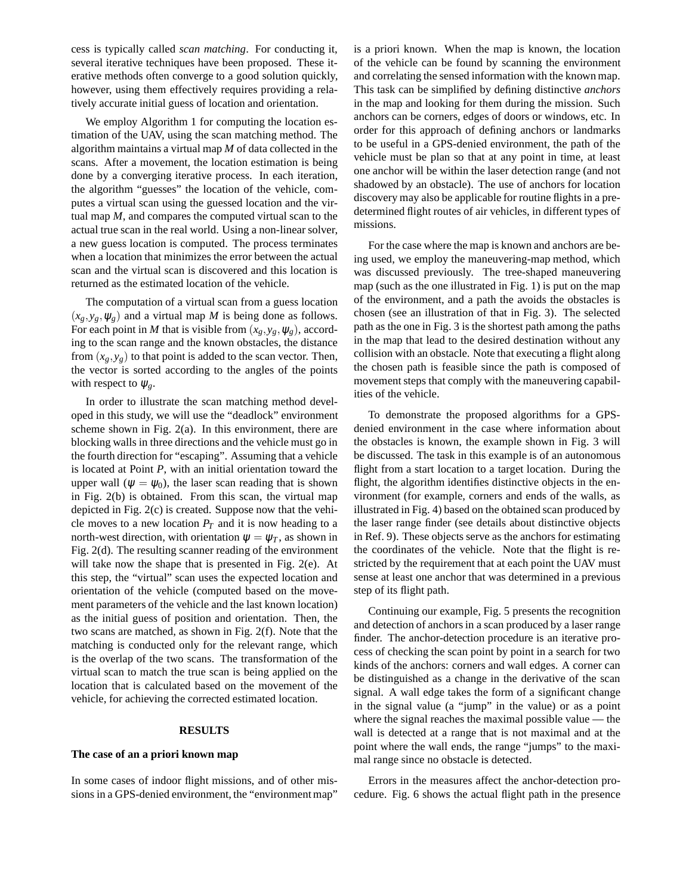cess is typically called *scan matching*. For conducting it, several iterative techniques have been proposed. These iterative methods often converge to a good solution quickly, however, using them effectively requires providing a relatively accurate initial guess of location and orientation.

We employ Algorithm 1 for computing the location estimation of the UAV, using the scan matching method. The algorithm maintains a virtual map $M$ of data collected in the scans. After a movement, the location estimation is being done by a converging iterative process. In each iteration, the algorithm "guesses" the location of the vehicle, computes a virtual scan using the guessed location and the virtual map $M$, and compares the computed virtual scan to the actual true scan in the real world. Using a non-linear solver, a new guess location is computed. The process terminates when a location that minimizes the error between the actual scan and the virtual scan is discovered and this location is returned as the estimated location of the vehicle.

The computation of a virtual scan from a guess location $(x_g, y_g, \psi_g)$ and a virtual map $M$ is being done as follows. For each point in $M$ that is visible from $(x_g, y_g, \psi_g)$, according to the scan range and the known obstacles, the distance from $(x_g, y_g)$ to that point is added to the scan vector. Then, the vector is sorted according to the angles of the points with respect to $\psi_g$.

In order to illustrate the scan matching method developed in this study, we will use the "deadlock" environment scheme shown in Fig. 2(a). In this environment, there are blocking walls in three directions and the vehicle must go in the fourth direction for "escaping". Assuming that a vehicle is located at Point $P$, with an initial orientation toward the upper wall ($\psi = \psi_0$), the laser scan reading that is shown in Fig. 2(b) is obtained. From this scan, the virtual map depicted in Fig. 2(c) is created. Suppose now that the vehicle moves to a new location $P_T$ and it is now heading to a north-west direction, with orientation $\psi = \psi_T$, as shown in Fig. 2(d). The resulting scanner reading of the environment will take now the shape that is presented in Fig. 2(e). At this step, the "virtual" scan uses the expected location and orientation of the vehicle (computed based on the movement parameters of the vehicle and the last known location) as the initial guess of position and orientation. Then, the two scans are matched, as shown in Fig. 2(f). Note that the matching is conducted only for the relevant range, which is the overlap of the two scans. The transformation of the virtual scan to match the true scan is being applied on the location that is calculated based on the movement of the vehicle, for achieving the corrected estimated location.

## RESULTS

### The case of an a priori known map

In some cases of indoor flight missions, and of other missions in a GPS-denied environment, the "environment map" is a priori known. When the map is known, the location of the vehicle can be found by scanning the environment and correlating the sensed information with the known map. This task can be simplified by defining distinctive *anchors* in the map and looking for them during the mission. Such anchors can be corners, edges of doors or windows, etc. In order for this approach of defining anchors or landmarks to be useful in a GPS-denied environment, the path of the vehicle must be plan so that at any point in time, at least one anchor will be within the laser detection range (and not shadowed by an obstacle). The use of anchors for location discovery may also be applicable for routine flights in a predetermined flight routes of air vehicles, in different types of missions.

For the case where the map is known and anchors are being used, we employ the maneuvering-map method, which was discussed previously. The tree-shaped maneuvering map (such as the one illustrated in Fig. 1) is put on the map of the environment, and a path the avoids the obstacles is chosen (see an illustration of that in Fig. 3). The selected path as the one in Fig. 3 is the shortest path among the paths in the map that lead to the desired destination without any collision with an obstacle. Note that executing a flight along the chosen path is feasible since the path is composed of movement steps that comply with the maneuvering capabilities of the vehicle.

To demonstrate the proposed algorithms for a GPS-denied environment in the case where information about the obstacles is known, the example shown in Fig. 3 will be discussed. The task in this example is of an autonomous flight from a start location to a target location. During the flight, the algorithm identifies distinctive objects in the environment (for example, corners and ends of the walls, as illustrated in Fig. 4) based on the obtained scan produced by the laser range finder (see details about distinctive objects in Ref. 9). These objects serve as the anchors for estimating the coordinates of the vehicle. Note that the flight is restricted by the requirement that at each point the UAV must sense at least one anchor that was determined in a previous step of its flight path.

Continuing our example, Fig. 5 presents the recognition and detection of anchors in a scan produced by a laser range finder. The anchor-detection procedure is an iterative process of checking the scan point by point in a search for two kinds of the anchors: corners and wall edges. A corner can be distinguished as a change in the derivative of the scan signal. A wall edge takes the form of a significant change in the signal value (a "jump" in the value) or as a point where the signal reaches the maximal possible value — the wall is detected at a range that is not maximal and at the point where the wall ends, the range "jumps" to the maximal range since no obstacle is detected.

Errors in the measures affect the anchor-detection procedure. Fig. 6 shows the actual flight path in the presence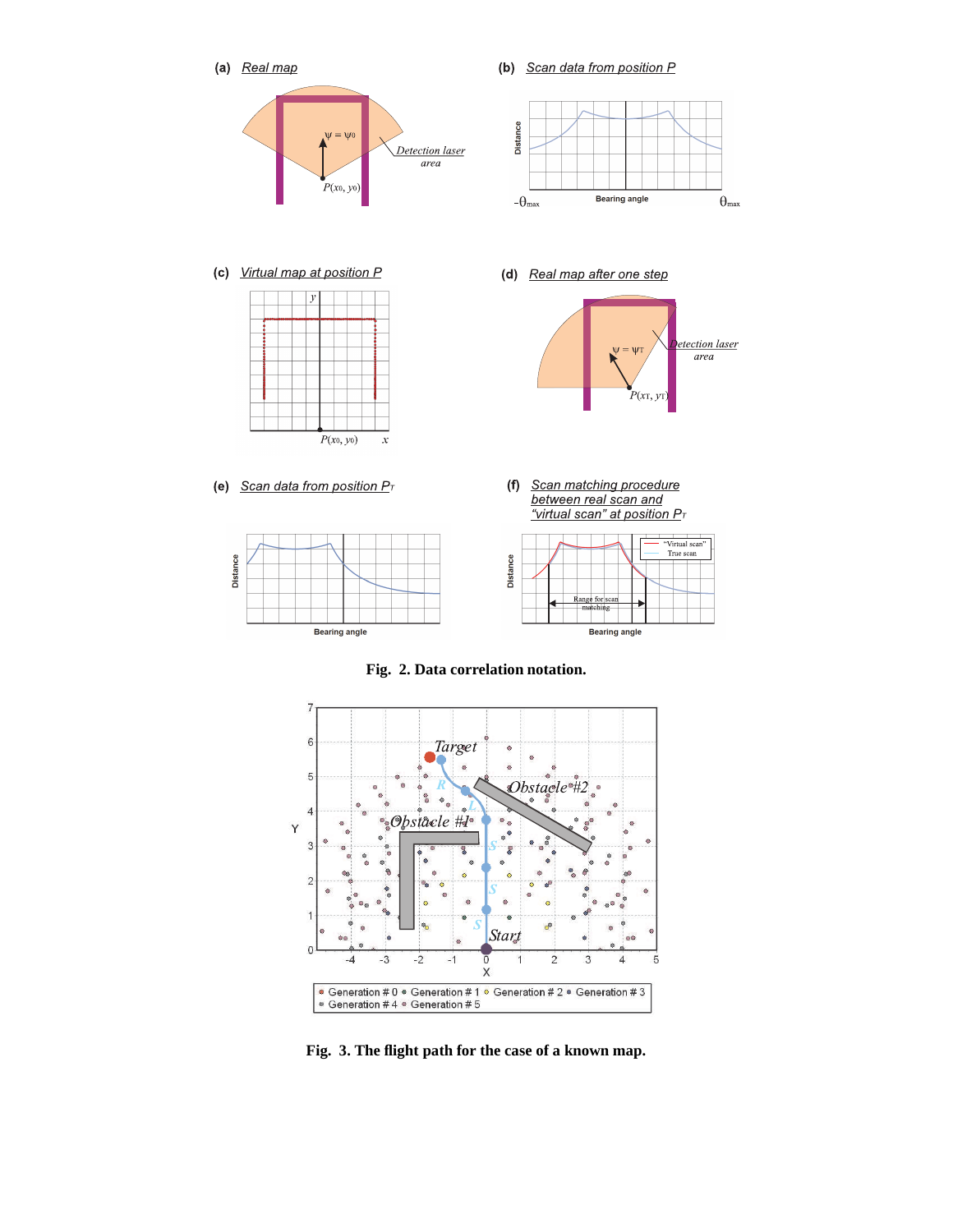Fig. 2. Data correlation notation.

Fig. 3. The flight path for the case of a known map.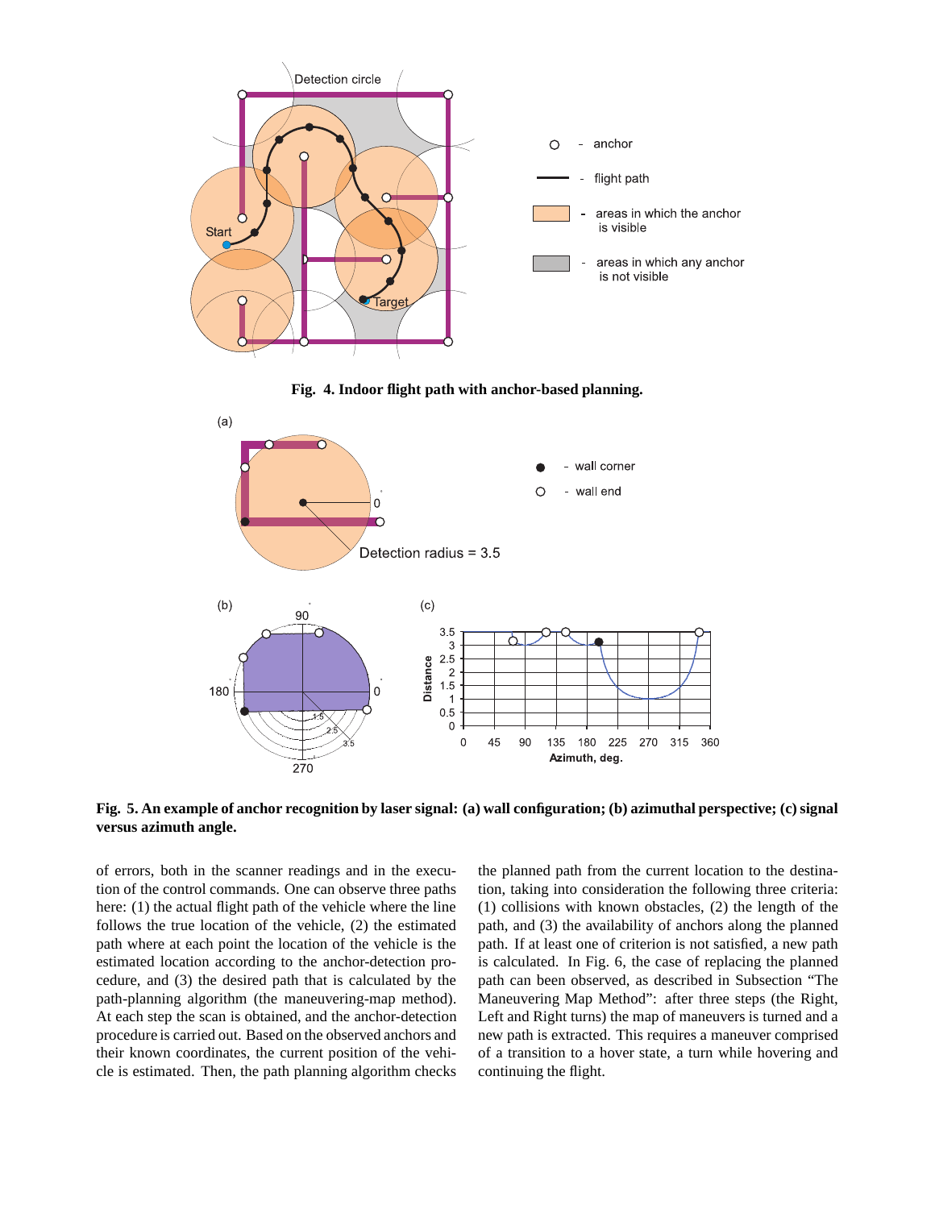**Fig. 4. Indoor flight path with anchor-based planning.**

**Fig. 5. An example of anchor recognition by laser signal: (a) wall configuration; (b) azimuthal perspective; (c) signal versus azimuth angle.**

of errors, both in the scanner readings and in the execution of the control commands. One can observe three paths here: (1) the actual flight path of the vehicle where the line follows the true location of the vehicle, (2) the estimated path where at each point the location of the vehicle is the estimated location according to the anchor-detection procedure, and (3) the desired path that is calculated by the path-planning algorithm (the maneuvering-map method). At each step the scan is obtained, and the anchor-detection procedure is carried out. Based on the observed anchors and their known coordinates, the current position of the vehicle is estimated. Then, the path planning algorithm checks the planned path from the current location to the destination, taking into consideration the following three criteria: (1) collisions with known obstacles, (2) the length of the path, and (3) the availability of anchors along the planned path. If at least one of criterion is not satisfied, a new path is calculated. In Fig. 6, the case of replacing the planned path can been observed, as described in Subsection "The Maneuvering Map Method": after three steps (the Right, Left and Right turns) the map of maneuvers is turned and a new path is extracted. This requires a maneuver comprised of a transition to a hover state, a turn while hovering and continuing the flight.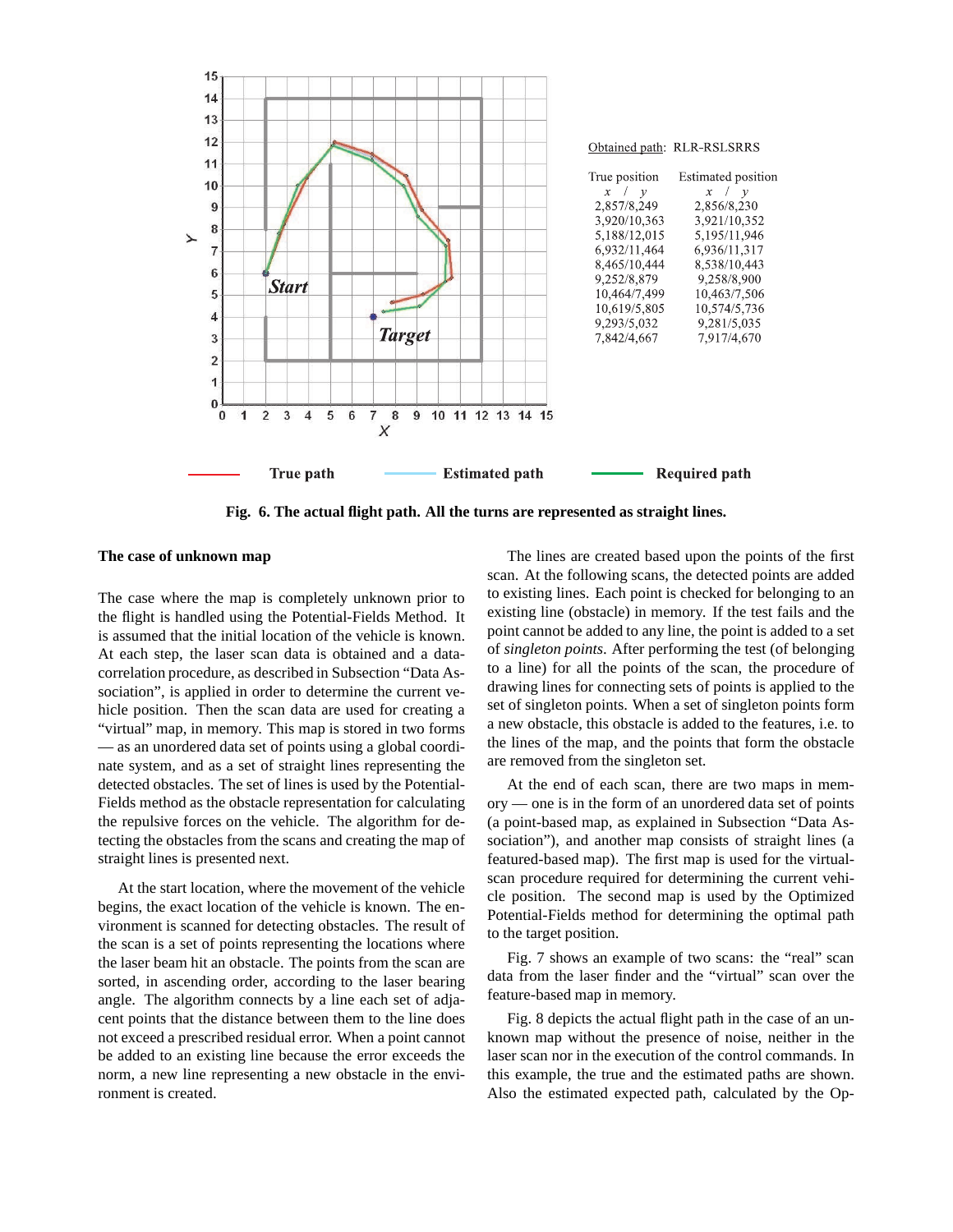Obtained path: RLR-RSLSRRS

| True position $x$ / $y$ | Estimated position $x$ / $y$ |
| --- | --- |
| 2,857/8,249 | 2,856/8,230 |
| 3,920/10,363 | 3,921/10,352 |
| 5,188/12,015 | 5,195/11,946 |
| 6,932/11,464 | 6,936/11,317 |
| 8,465/10,444 | 8,538/10,443 |
| 9,252/8,879 | 9,258/8,900 |
| 10,464/7,499 | 10,463/7,506 |
| 10,619/5,805 | 10,574/5,736 |
| 9,293/5,032 | 9,281/5,035 |
| 7,842/4,667 | 7,917/4,670 |

**Fig. 6. The actual flight path. All the turns are represented as straight lines.**

**The case of unknown map**

The case where the map is completely unknown prior to the flight is handled using the Potential-Fields Method. It is assumed that the initial location of the vehicle is known. At each step, the laser scan data is obtained and a data-correlation procedure, as described in Subsection "Data Association", is applied in order to determine the current vehicle position. Then the scan data are used for creating a "virtual" map, in memory. This map is stored in two forms — as an unordered data set of points using a global coordinate system, and as a set of straight lines representing the detected obstacles. The set of lines is used by the Potential-Fields method as the obstacle representation for calculating the repulsive forces on the vehicle. The algorithm for detecting the obstacles from the scans and creating the map of straight lines is presented next.

At the start location, where the movement of the vehicle begins, the exact location of the vehicle is known. The environment is scanned for detecting obstacles. The result of the scan is a set of points representing the locations where the laser beam hit an obstacle. The points from the scan are sorted, in ascending order, according to the laser bearing angle. The algorithm connects by a line each set of adjacent points that the distance between them to the line does not exceed a prescribed residual error. When a point cannot be added to an existing line because the error exceeds the norm, a new line representing a new obstacle in the environment is created.

The lines are created based upon the points of the first scan. At the following scans, the detected points are added to existing lines. Each point is checked for belonging to an existing line (obstacle) in memory. If the test fails and the point cannot be added to any line, the point is added to a set of *singleton points*. After performing the test (of belonging to a line) for all the points of the scan, the procedure of drawing lines for connecting sets of points is applied to the set of singleton points. When a set of singleton points form a new obstacle, this obstacle is added to the features, i.e. to the lines of the map, and the points that form the obstacle are removed from the singleton set.

At the end of each scan, there are two maps in memory — one is in the form of an unordered data set of points (a point-based map, as explained in Subsection "Data Association"), and another map consists of straight lines (a featured-based map). The first map is used for the virtual-scan procedure required for determining the current vehicle position. The second map is used by the Optimized Potential-Fields method for determining the optimal path to the target position.

Fig. 7 shows an example of two scans: the "real" scan data from the laser finder and the "virtual" scan over the feature-based map in memory.

Fig. 8 depicts the actual flight path in the case of an unknown map without the presence of noise, neither in the laser scan nor in the execution of the control commands. In this example, the true and the estimated paths are shown. Also the estimated expected path, calculated by the Op-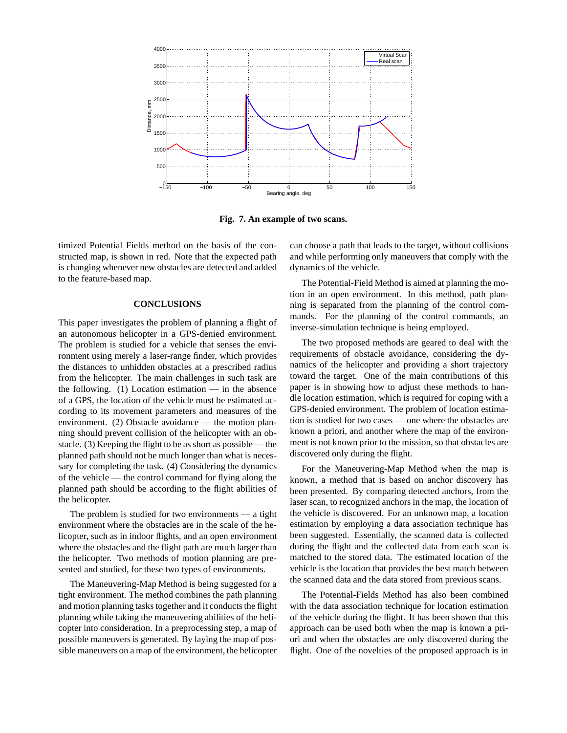**Fig. 7. An example of two scans.**

timized Potential Fields method on the basis of the constructed map, is shown in red. Note that the expected path is changing whenever new obstacles are detected and added to the feature-based map.

## CONCLUSIONS

This paper investigates the problem of planning a flight of an autonomous helicopter in a GPS-denied environment. The problem is studied for a vehicle that senses the environment using merely a laser-range finder, which provides the distances to unhidden obstacles at a prescribed radius from the helicopter. The main challenges in such task are the following. (1) Location estimation — in the absence of a GPS, the location of the vehicle must be estimated according to its movement parameters and measures of the environment. (2) Obstacle avoidance — the motion planning should prevent collision of the helicopter with an obstacle. (3) Keeping the flight to be as short as possible — the planned path should not be much longer than what is necessary for completing the task. (4) Considering the dynamics of the vehicle — the control command for flying along the planned path should be according to the flight abilities of the helicopter.

The problem is studied for two environments — a tight environment where the obstacles are in the scale of the helicopter, such as in indoor flights, and an open environment where the obstacles and the flight path are much larger than the helicopter. Two methods of motion planning are presented and studied, for these two types of environments.

The Maneuvering-Map Method is being suggested for a tight environment. The method combines the path planning and motion planning tasks together and it conducts the flight planning while taking the maneuvering abilities of the helicopter into consideration. In a preprocessing step, a map of possible maneuvers is generated. By laying the map of possible maneuvers on a map of the environment, the helicopter can choose a path that leads to the target, without collisions and while performing only maneuvers that comply with the dynamics of the vehicle.

The Potential-Field Method is aimed at planning the motion in an open environment. In this method, path planning is separated from the planning of the control commands. For the planning of the control commands, an inverse-simulation technique is being employed.

The two proposed methods are geared to deal with the requirements of obstacle avoidance, considering the dynamics of the helicopter and providing a short trajectory toward the target. One of the main contributions of this paper is in showing how to adjust these methods to handle location estimation, which is required for coping with a GPS-denied environment. The problem of location estimation is studied for two cases — one where the obstacles are known a priori, and another where the map of the environment is not known prior to the mission, so that obstacles are discovered only during the flight.

For the Maneuvering-Map Method when the map is known, a method that is based on anchor discovery has been presented. By comparing detected anchors, from the laser scan, to recognized anchors in the map, the location of the vehicle is discovered. For an unknown map, a location estimation by employing a data association technique has been suggested. Essentially, the scanned data is collected during the flight and the collected data from each scan is matched to the stored data. The estimated location of the vehicle is the location that provides the best match between the scanned data and the data stored from previous scans.

The Potential-Fields Method has also been combined with the data association technique for location estimation of the vehicle during the flight. It has been shown that this approach can be used both when the map is known a priori and when the obstacles are only discovered during the flight. One of the novelties of the proposed approach is in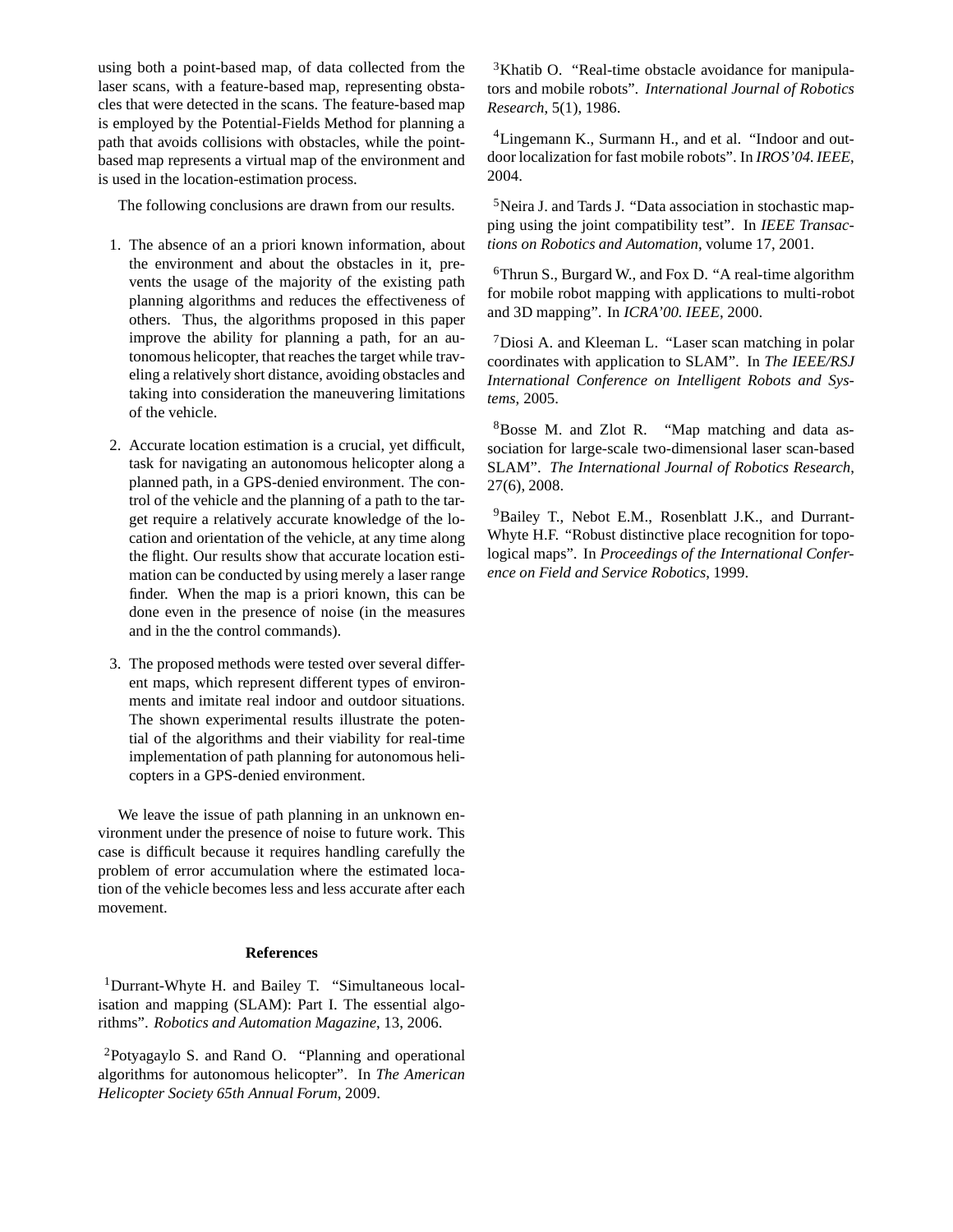using both a point-based map, of data collected from the laser scans, with a feature-based map, representing obstacles that were detected in the scans. The feature-based map is employed by the Potential-Fields Method for planning a path that avoids collisions with obstacles, while the point-based map represents a virtual map of the environment and is used in the location-estimation process.

The following conclusions are drawn from our results.

1. The absence of an a priori known information, about the environment and about the obstacles in it, prevents the usage of the majority of the existing path planning algorithms and reduces the effectiveness of others. Thus, the algorithms proposed in this paper improve the ability for planning a path, for an autonomous helicopter, that reaches the target while traveling a relatively short distance, avoiding obstacles and taking into consideration the maneuvering limitations of the vehicle.

2. Accurate location estimation is a crucial, yet difficult, task for navigating an autonomous helicopter along a planned path, in a GPS-denied environment. The control of the vehicle and the planning of a path to the target require a relatively accurate knowledge of the location and orientation of the vehicle, at any time along the flight. Our results show that accurate location estimation can be conducted by using merely a laser range finder. When the map is a priori known, this can be done even in the presence of noise (in the measures and in the the control commands).

3. The proposed methods were tested over several different maps, which represent different types of environments and imitate real indoor and outdoor situations. The shown experimental results illustrate the potential of the algorithms and their viability for real-time implementation of path planning for autonomous helicopters in a GPS-denied environment.

We leave the issue of path planning in an unknown environment under the presence of noise to future work. This case is difficult because it requires handling carefully the problem of error accumulation where the estimated location of the vehicle becomes less and less accurate after each movement.

## References

[1] Durrant-Whyte H. and Bailey T. "Simultaneous localisation and mapping (SLAM): Part I. The essential algorithms". *Robotics and Automation Magazine*, 13, 2006.

[2] Potyagaylo S. and Rand O. "Planning and operational algorithms for autonomous helicopter". In *The American Helicopter Society 65th Annual Forum*, 2009.

[3] Khatib O. "Real-time obstacle avoidance for manipulators and mobile robots". *International Journal of Robotics Research*, 5(1), 1986.

[4] Lingemann K., Surmann H., and et al. "Indoor and outdoor localization for fast mobile robots". In *IROS'04. IEEE*, 2004.

[5] Neira J. and Tards J. "Data association in stochastic mapping using the joint compatibility test". In *IEEE Transactions on Robotics and Automation*, volume 17, 2001.

[6] Thrun S., Burgard W., and Fox D. "A real-time algorithm for mobile robot mapping with applications to multi-robot and 3D mapping". In *ICRA'00. IEEE*, 2000.

[7] Diosi A. and Kleeman L. "Laser scan matching in polar coordinates with application to SLAM". In *The IEEE/RSJ International Conference on Intelligent Robots and Systems*, 2005.

[8] Bosse M. and Zlot R. "Map matching and data association for large-scale two-dimensional laser scan-based SLAM". *The International Journal of Robotics Research*, 27(6), 2008.

[9] Bailey T., Nebot E.M., Rosenblatt J.K., and Durrant-Whyte H.F. "Robust distinctive place recognition for topological maps". In *Proceedings of the International Conference on Field and Service Robotics*, 1999.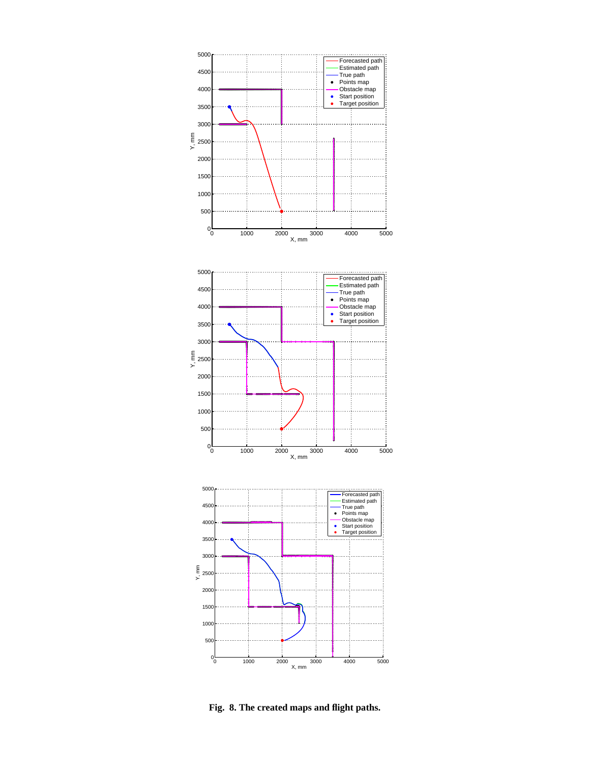5000
4500
4000
3500
3000
2500
2000
1500
1000
500
0
Y, mm
0
1000
2000
3000
4000
5000
X, mm

Forecasted path
Estimated path
True path
Points map
Obstacle map
Start position
Target position

5000
4500
4000
3500
3000
2500
2000
1500
1000
500
0
Y, mm
0
1000
2000
3000
4000
5000
X, mm

Forecasted path
Estimated path
True path
Points map
Obstacle map
Start position
Target position

5000
4500
4000
3500
3000
2500
2000
1500
1000
500
0
Y, mm
0
1000
2000
3000
4000
5000
X, mm

Forecasted path
Estimated path
True path
Points map
Obstacle map
Start position
Target position

**Fig. 8. The created maps and flight paths.**